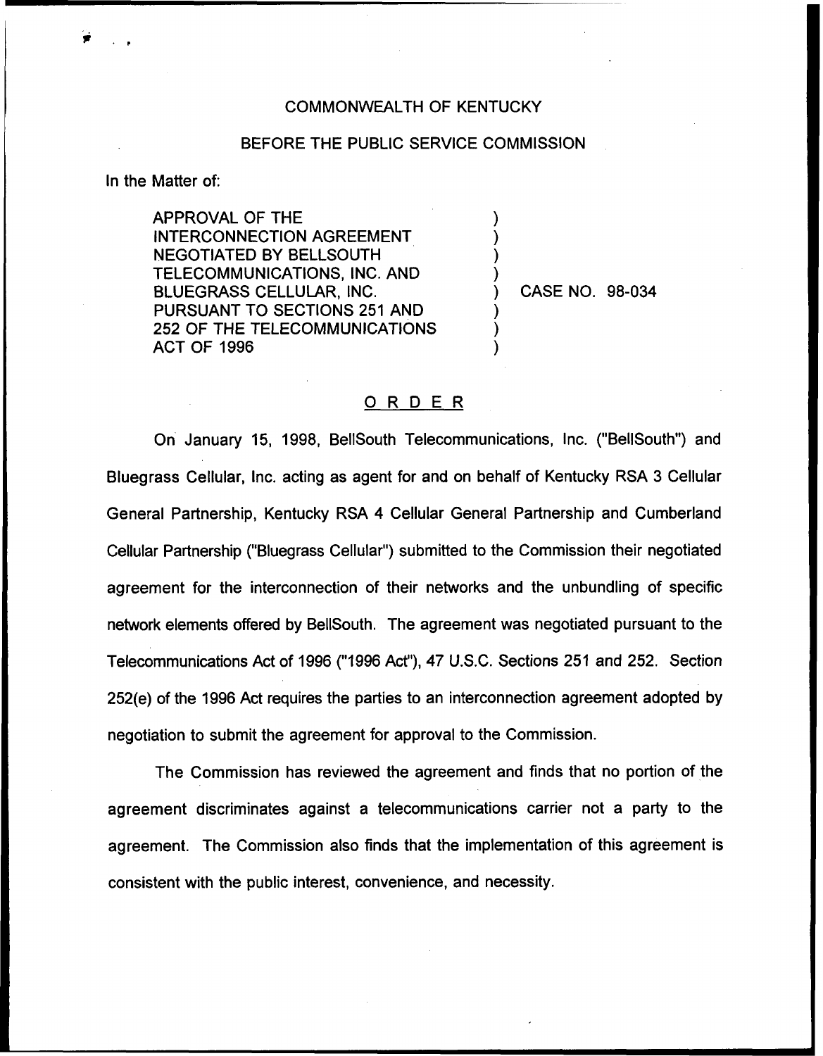COMMONWEALTH OF KENTUCKY

BEFORE THE PUBLIC SERVICE COMMISSION

In the Matter of:

APPROVAL OF THE INTERCONNECTION AGREEMENT NEGOTIATED BY BELLSOUTH TELECOMMUNICATIONS, INC. AND BLUEGRASS CELLULAR, INC. PURSUANT TO SECTIONS 251 AND 252 OF THE TELECOMMUNICATIONS ACT OF 1996 ) CASE NO. 98-034

## ORDER

On January 15, 1998, BellSouth Telecommunications, Inc. ("BellSouth") and Bluegrass Cellular, Inc. acting as agent for and on behalf of Kentucky RSA 3 Cellular General Partnership, Kentucky RSA 4 Cellular General Partnership and Cumberland Cellular Partnership ("Bluegrass Cellular") submitted to the Commission their negotiated agreement for the interconnection of their networks and the unbundling of specific network elements offered by BellSouth. The agreement was negotiated pursuant to the Telecommunications Act of 1996 ("1996 Act"), 47 U.S.C. Sections 251 and 252. Section 252(e) of the 1996 Act requires the parties to an interconnection agreement adopted by negotiation to submit the agreement for approval to the Commission.

The Commission has reviewed the agreement and finds that no portion of the agreement discriminates against a telecommunications carrier not a party to the agreement. The Commission also finds that the implementation of this agreement is consistent with the public interest, convenience, and necessity.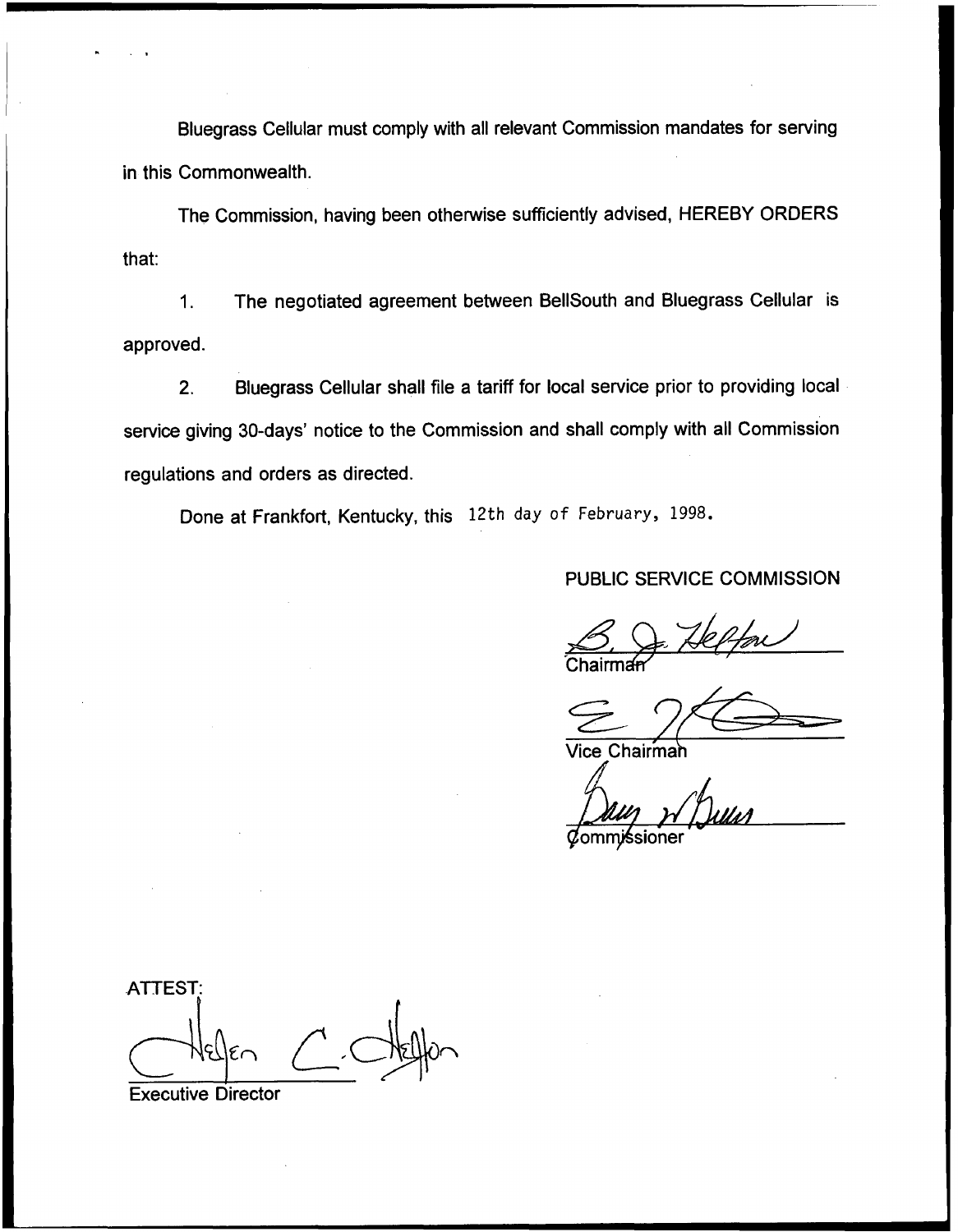Bluegrass Cellular must comply with all relevant Commission mandates for serving in this Commonwealth.

The Commission, having been otherwise sufficiently advised, HEREBY ORDERS that:

1. The negotiated agreement between BellSouth and Bluegrass Cellular is approved.

2. Bluegrass Cellular shall file a tariff for local service prior to providing local service giving 30-days' notice to the Commission and shall comply with all Commission regulations and orders as directed.

Done at Frankfort, Kentucky, this 12th day of February, 1998.

PUBLIC SERVICE COMMISSION

Chairman

Vice Chairman

Commissioner

ATTEST:

Executive Director